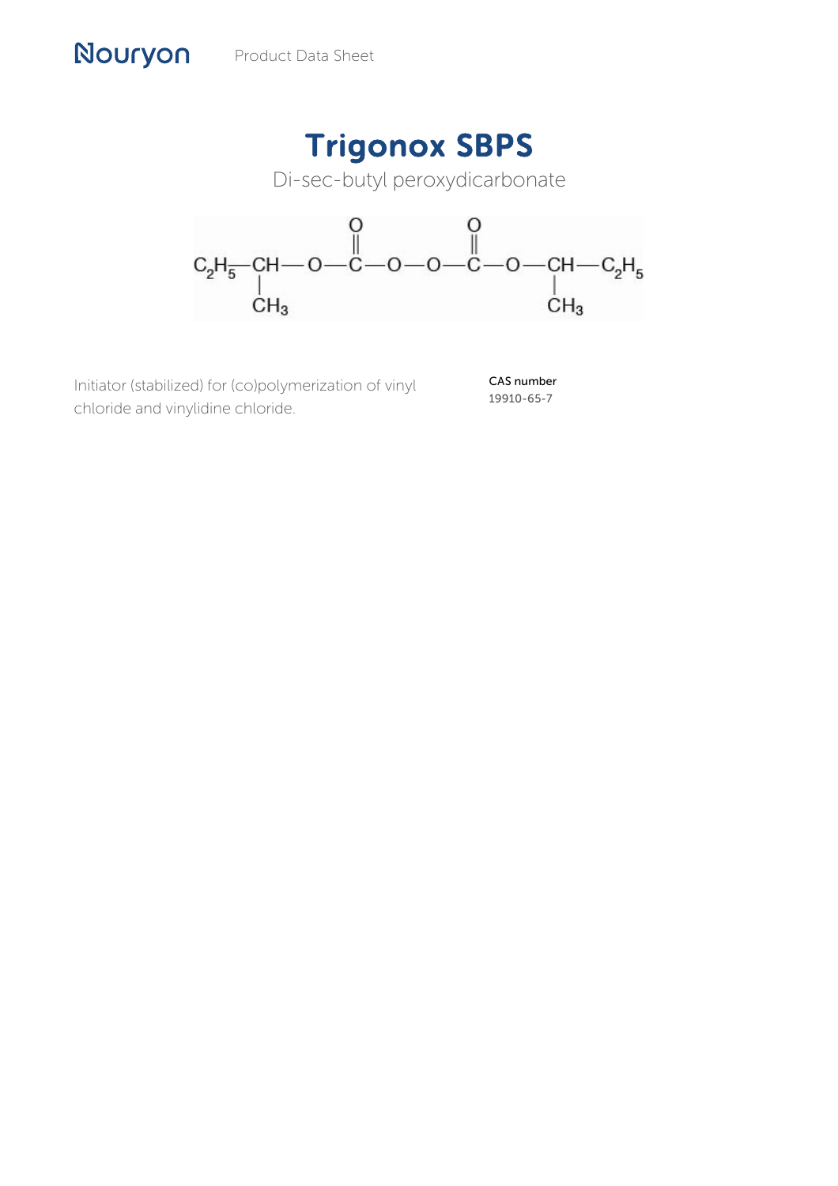# Trigonox SBPS

Di-sec-butyl peroxydicarbonate

$$C_2H_5-\underset{\underset{CH_3}{|}}{CH}-O-\overset{\overset{O}{||}}{C}-O-O-\overset{\overset{O}{||}}{C}-O-\underset{\underset{CH_3}{|}}{CH}-C_2H_5$$

Initiator (stabilized) for (co)polymerization of vinyl chloride and vinylidine chloride.

**CAS number**
19910-65-7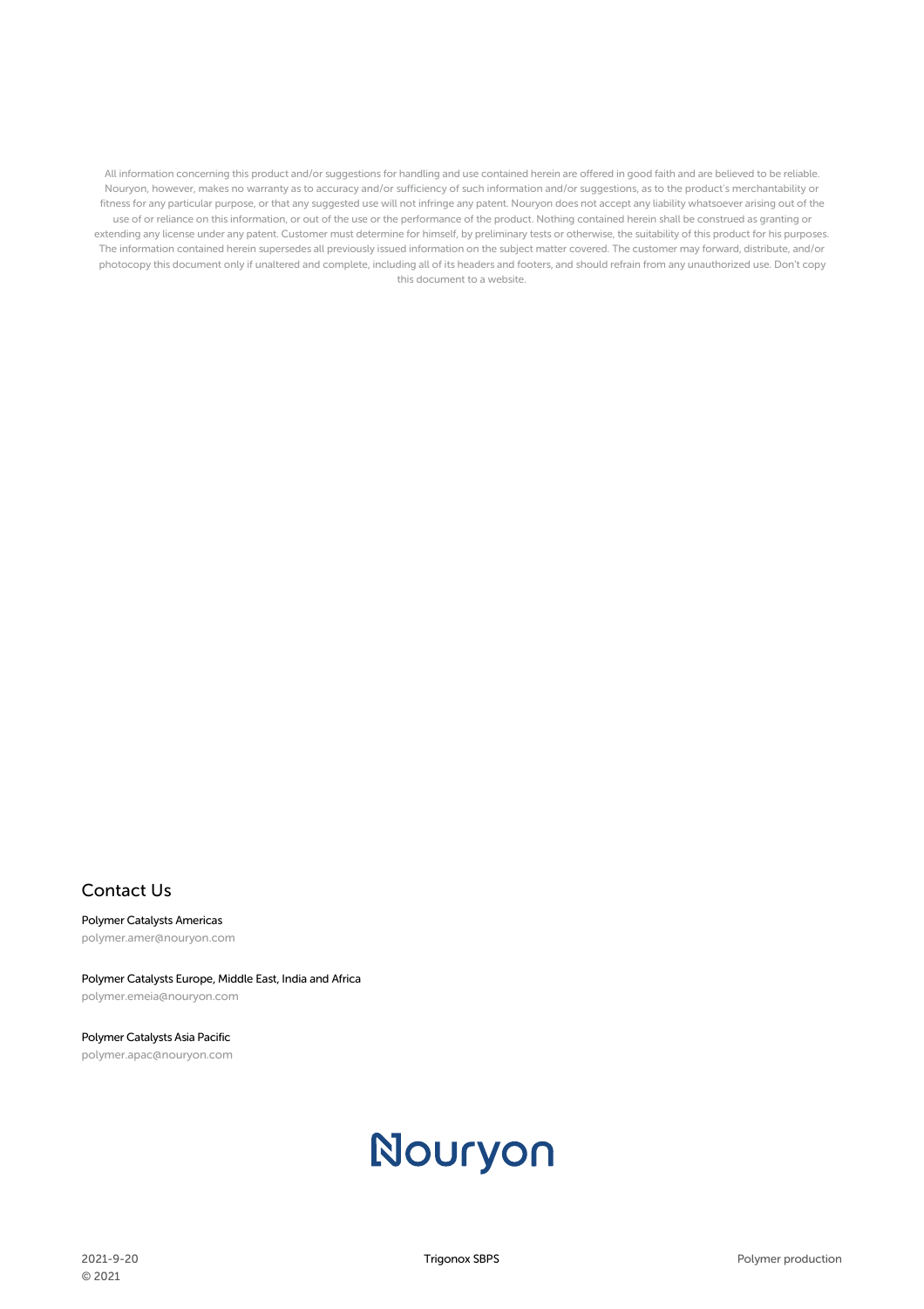All information concerning this product and/or suggestions for handling and use contained herein are offered in good faith and are believed to be reliable. Nouryon, however, makes no warranty as to accuracy and/or sufficiency of such information and/or suggestions, as to the product's merchantability or fitness for any particular purpose, or that any suggested use will not infringe any patent. Nouryon does not accept any liability whatsoever arising out of the use of or reliance on this information, or out of the use or the performance of the product. Nothing contained herein shall be construed as granting or extending any license under any patent. Customer must determine for himself, by preliminary tests or otherwise, the suitability of this product for his purposes. The information contained herein supersedes all previously issued information on the subject matter covered. The customer may forward, distribute, and/or photocopy this document only if unaltered and complete, including all of its headers and footers, and should refrain from any unauthorized use. Don't copy this document to a website.

## Contact Us

Polymer Catalysts Americas
polymer.amer@nouryon.com

Polymer Catalysts Europe, Middle East, India and Africa
polymer.emeia@nouryon.com

Polymer Catalysts Asia Pacific
polymer.apac@nouryon.com

Nouryon

2021-9-20
© 2021

Trigonox SBPS

Polymer production